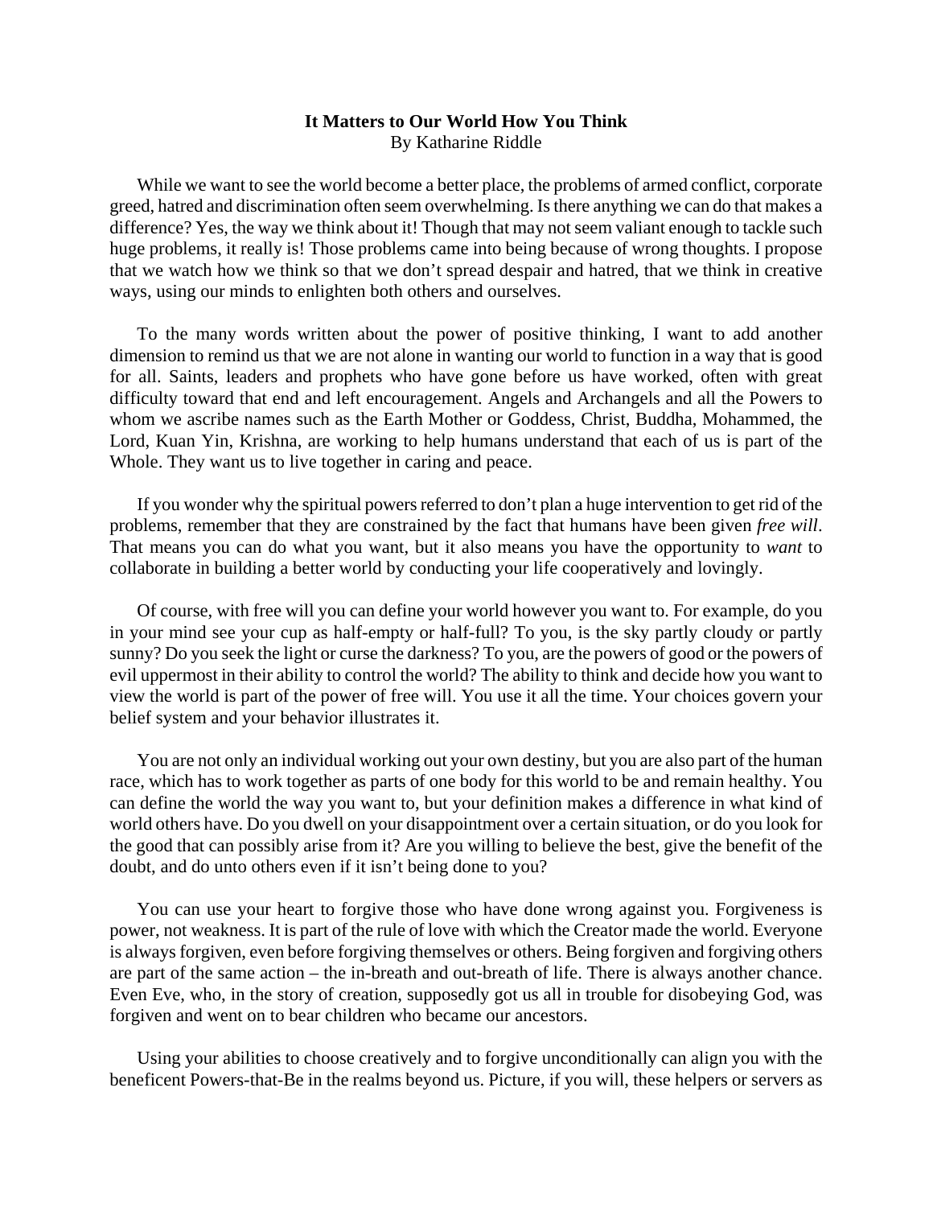**It Matters to Our World How You Think**
By Katharine Riddle

While we want to see the world become a better place, the problems of armed conflict, corporate greed, hatred and discrimination often seem overwhelming. Is there anything we can do that makes a difference? Yes, the way we think about it! Though that may not seem valiant enough to tackle such huge problems, it really is! Those problems came into being because of wrong thoughts. I propose that we watch how we think so that we don't spread despair and hatred, that we think in creative ways, using our minds to enlighten both others and ourselves.

To the many words written about the power of positive thinking, I want to add another dimension to remind us that we are not alone in wanting our world to function in a way that is good for all. Saints, leaders and prophets who have gone before us have worked, often with great difficulty toward that end and left encouragement. Angels and Archangels and all the Powers to whom we ascribe names such as the Earth Mother or Goddess, Christ, Buddha, Mohammed, the Lord, Kuan Yin, Krishna, are working to help humans understand that each of us is part of the Whole. They want us to live together in caring and peace.

If you wonder why the spiritual powers referred to don't plan a huge intervention to get rid of the problems, remember that they are constrained by the fact that humans have been given *free will*. That means you can do what you want, but it also means you have the opportunity to *want* to collaborate in building a better world by conducting your life cooperatively and lovingly.

Of course, with free will you can define your world however you want to. For example, do you in your mind see your cup as half-empty or half-full? To you, is the sky partly cloudy or partly sunny? Do you seek the light or curse the darkness? To you, are the powers of good or the powers of evil uppermost in their ability to control the world? The ability to think and decide how you want to view the world is part of the power of free will. You use it all the time. Your choices govern your belief system and your behavior illustrates it.

You are not only an individual working out your own destiny, but you are also part of the human race, which has to work together as parts of one body for this world to be and remain healthy. You can define the world the way you want to, but your definition makes a difference in what kind of world others have. Do you dwell on your disappointment over a certain situation, or do you look for the good that can possibly arise from it? Are you willing to believe the best, give the benefit of the doubt, and do unto others even if it isn't being done to you?

You can use your heart to forgive those who have done wrong against you. Forgiveness is power, not weakness. It is part of the rule of love with which the Creator made the world. Everyone is always forgiven, even before forgiving themselves or others. Being forgiven and forgiving others are part of the same action – the in-breath and out-breath of life. There is always another chance. Even Eve, who, in the story of creation, supposedly got us all in trouble for disobeying God, was forgiven and went on to bear children who became our ancestors.

Using your abilities to choose creatively and to forgive unconditionally can align you with the beneficent Powers-that-Be in the realms beyond us. Picture, if you will, these helpers or servers as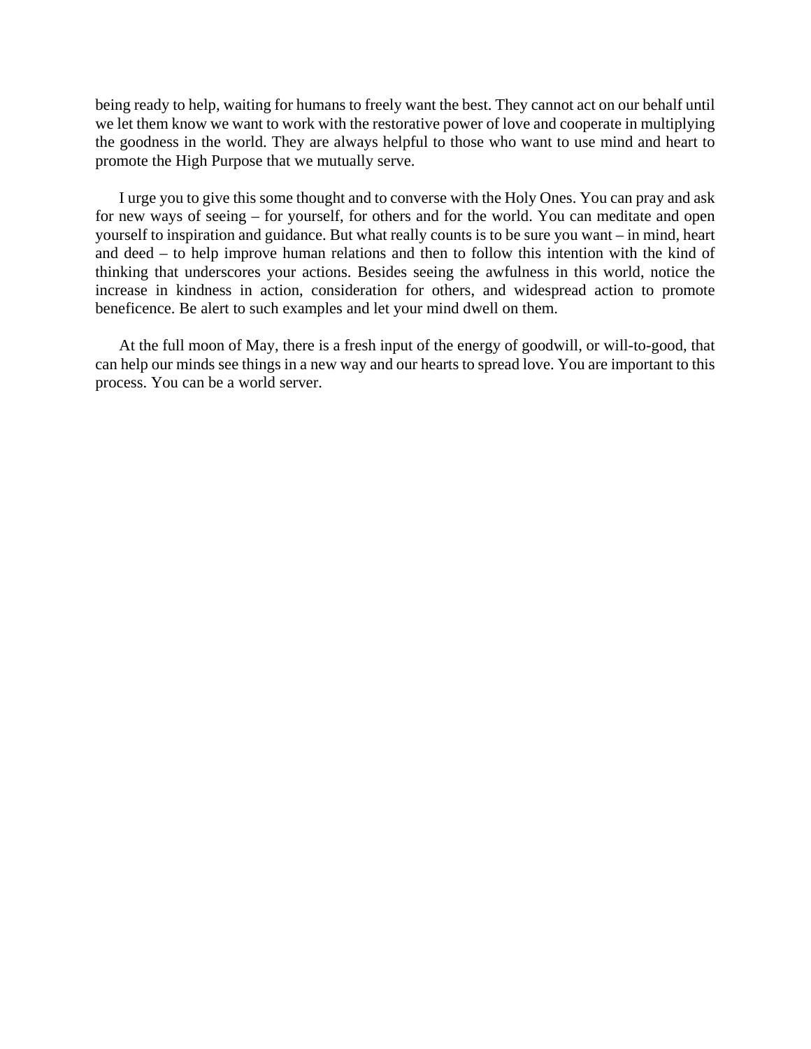being ready to help, waiting for humans to freely want the best. They cannot act on our behalf until we let them know we want to work with the restorative power of love and cooperate in multiplying the goodness in the world. They are always helpful to those who want to use mind and heart to promote the High Purpose that we mutually serve.

I urge you to give this some thought and to converse with the Holy Ones. You can pray and ask for new ways of seeing – for yourself, for others and for the world. You can meditate and open yourself to inspiration and guidance. But what really counts is to be sure you want – in mind, heart and deed – to help improve human relations and then to follow this intention with the kind of thinking that underscores your actions. Besides seeing the awfulness in this world, notice the increase in kindness in action, consideration for others, and widespread action to promote beneficence. Be alert to such examples and let your mind dwell on them.

At the full moon of May, there is a fresh input of the energy of goodwill, or will-to-good, that can help our minds see things in a new way and our hearts to spread love. You are important to this process. You can be a world server.